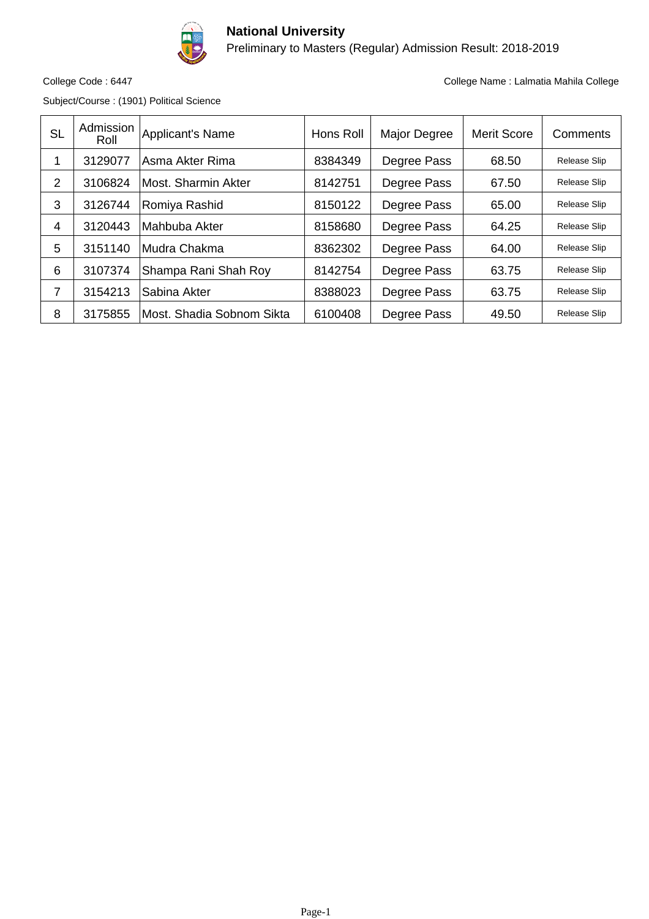# National University

Preliminary to Masters (Regular) Admission Result: 2018-2019

College Code : 6447

College Name : Lalmatia Mahila College

Subject/Course : (1901) Political Science

| SL | Admission Roll | Applicant's Name | Hons Roll | Major Degree | Merit Score | Comments |
|---|---|---|---|---|---|---|
| 1 | 3129077 | Asma Akter Rima | 8384349 | Degree Pass | 68.50 | Release Slip |
| 2 | 3106824 | Most. Sharmin Akter | 8142751 | Degree Pass | 67.50 | Release Slip |
| 3 | 3126744 | Romiya Rashid | 8150122 | Degree Pass | 65.00 | Release Slip |
| 4 | 3120443 | Mahbuba Akter | 8158680 | Degree Pass | 64.25 | Release Slip |
| 5 | 3151140 | Mudra Chakma | 8362302 | Degree Pass | 64.00 | Release Slip |
| 6 | 3107374 | Shampa Rani Shah Roy | 8142754 | Degree Pass | 63.75 | Release Slip |
| 7 | 3154213 | Sabina Akter | 8388023 | Degree Pass | 63.75 | Release Slip |
| 8 | 3175855 | Most. Shadia Sobnom Sikta | 6100408 | Degree Pass | 49.50 | Release Slip |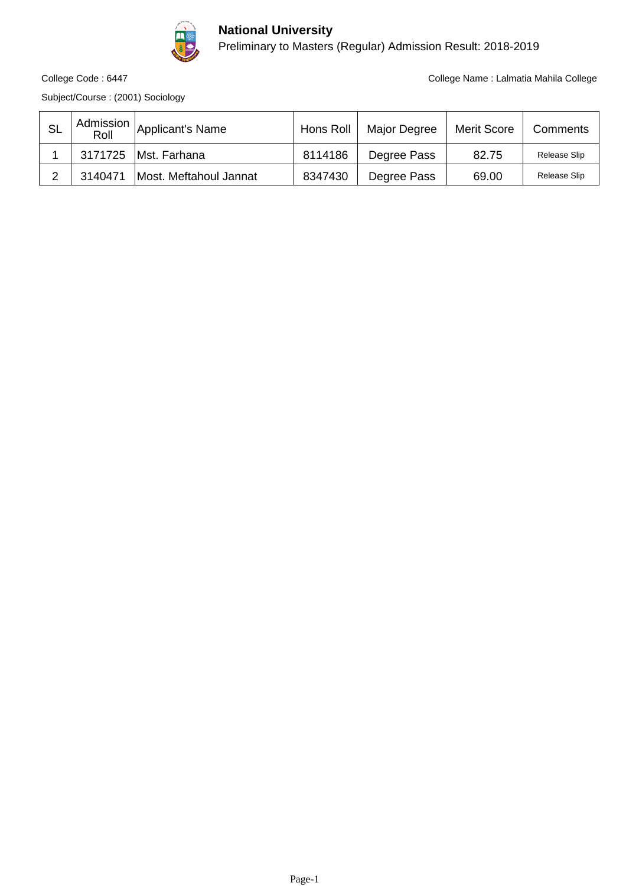**National University**

Preliminary to Masters (Regular) Admission Result: 2018-2019

College Code : 6447

College Name : Lalmatia Mahila College

Subject/Course : (2001) Sociology

| SL | Admission Roll | Applicant's Name | Hons Roll | Major Degree | Merit Score | Comments |
|---|---|---|---|---|---|---|
| 1 | 3171725 | Mst. Farhana | 8114186 | Degree Pass | 82.75 | Release Slip |
| 2 | 3140471 | Most. Meftahoul Jannat | 8347430 | Degree Pass | 69.00 | Release Slip |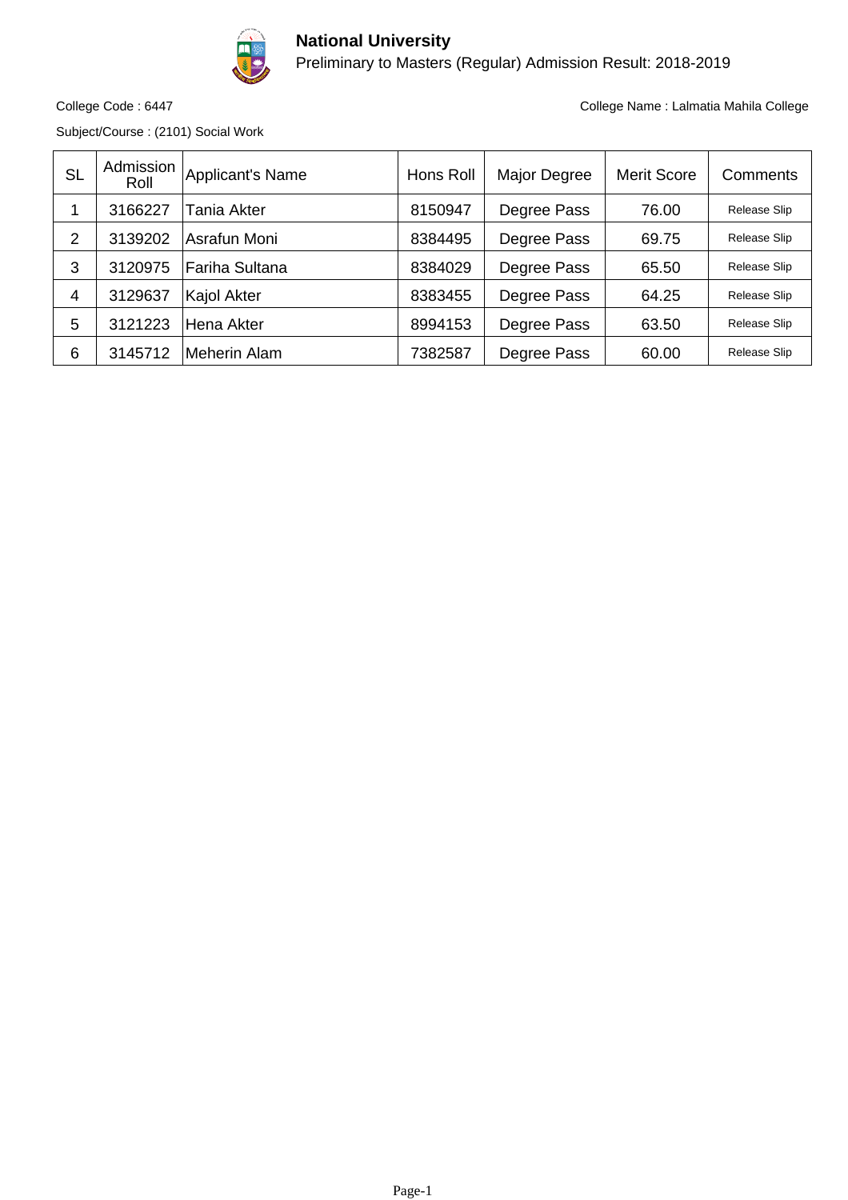# National University

Preliminary to Masters (Regular) Admission Result: 2018-2019

College Code : 6447

College Name : Lalmatia Mahila College

Subject/Course : (2101) Social Work

| SL | Admission Roll | Applicant's Name | Hons Roll | Major Degree | Merit Score | Comments |
|---|---|---|---|---|---|---|
| 1 | 3166227 | Tania Akter | 8150947 | Degree Pass | 76.00 | Release Slip |
| 2 | 3139202 | Asrafun Moni | 8384495 | Degree Pass | 69.75 | Release Slip |
| 3 | 3120975 | Fariha Sultana | 8384029 | Degree Pass | 65.50 | Release Slip |
| 4 | 3129637 | Kajol Akter | 8383455 | Degree Pass | 64.25 | Release Slip |
| 5 | 3121223 | Hena Akter | 8994153 | Degree Pass | 63.50 | Release Slip |
| 6 | 3145712 | Meherin Alam | 7382587 | Degree Pass | 60.00 | Release Slip |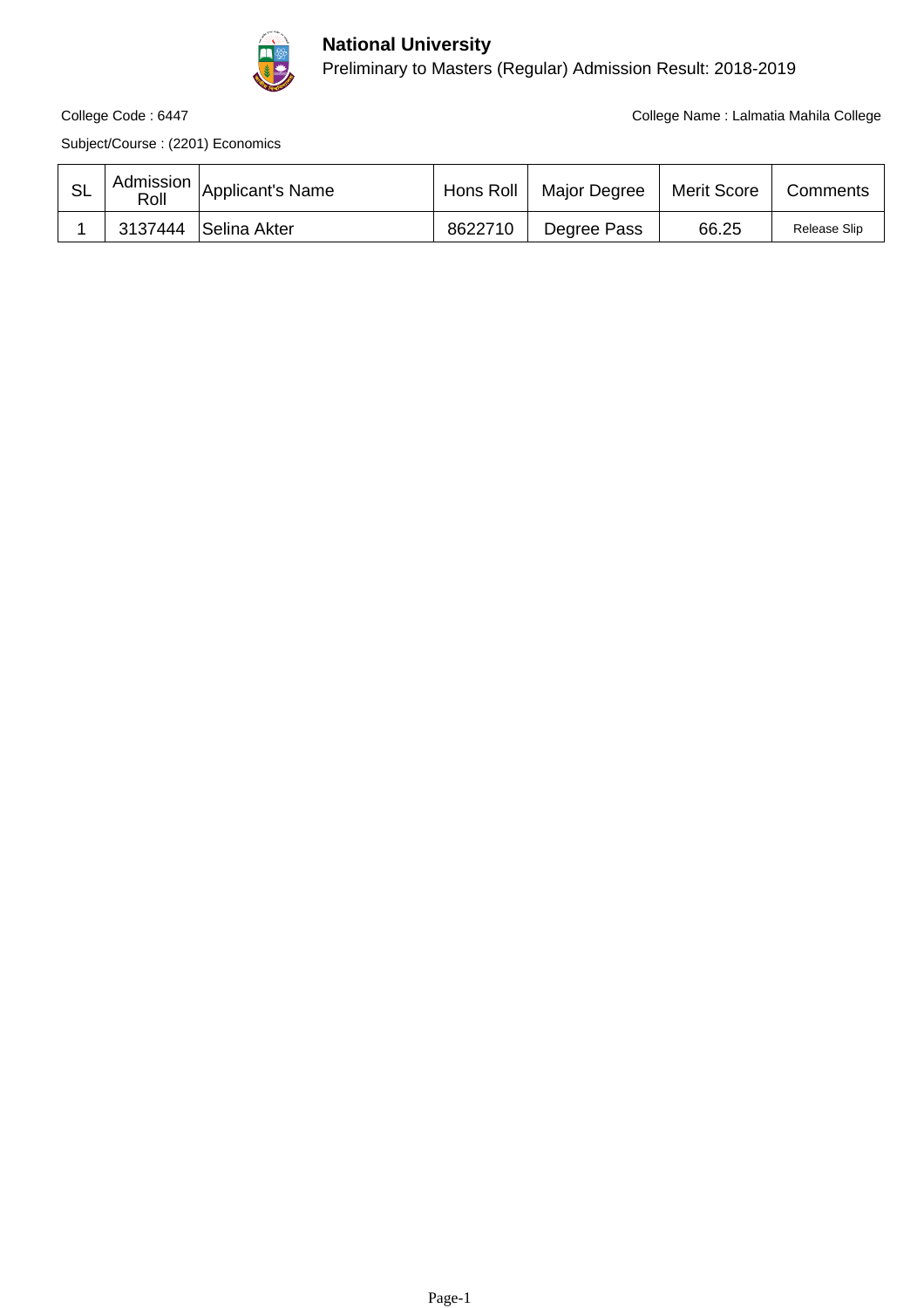# National University

## Preliminary to Masters (Regular) Admission Result: 2018-2019

College Code : 6447

College Name : Lalmatia Mahila College

Subject/Course : (2201) Economics

| SL | Admission Roll | Applicant's Name | Hons Roll | Major Degree | Merit Score | Comments |
|---|---|---|---|---|---|---|
| 1 | 3137444 | Selina Akter | 8622710 | Degree Pass | 66.25 | Release Slip |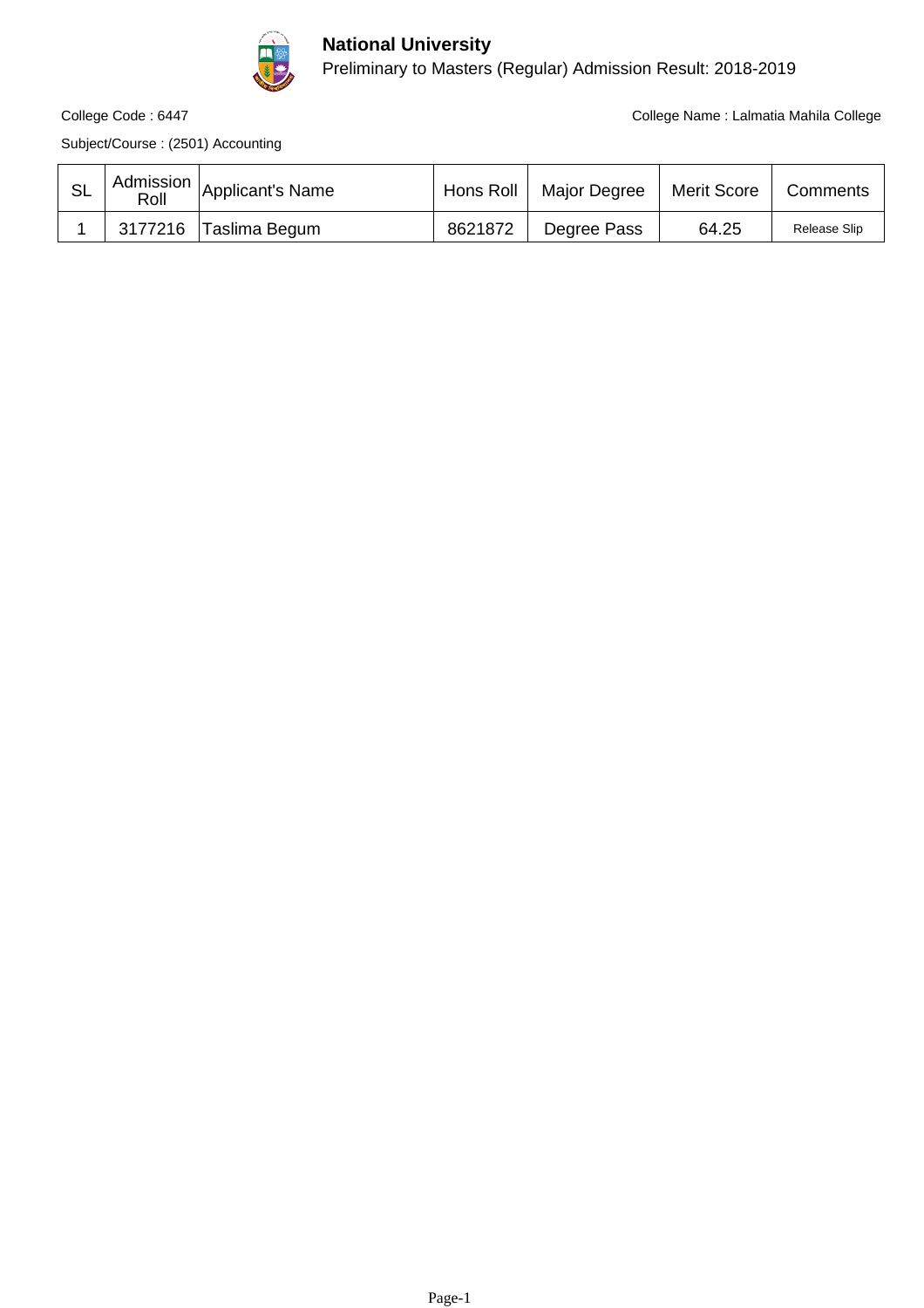# National University

Preliminary to Masters (Regular) Admission Result: 2018-2019

College Code : 6447

College Name : Lalmatia Mahila College

Subject/Course : (2501) Accounting

| SL | Admission Roll | Applicant's Name | Hons Roll | Major Degree | Merit Score | Comments |
|---|---|---|---|---|---|---|
| 1 | 3177216 | Taslima Begum | 8621872 | Degree Pass | 64.25 | Release Slip |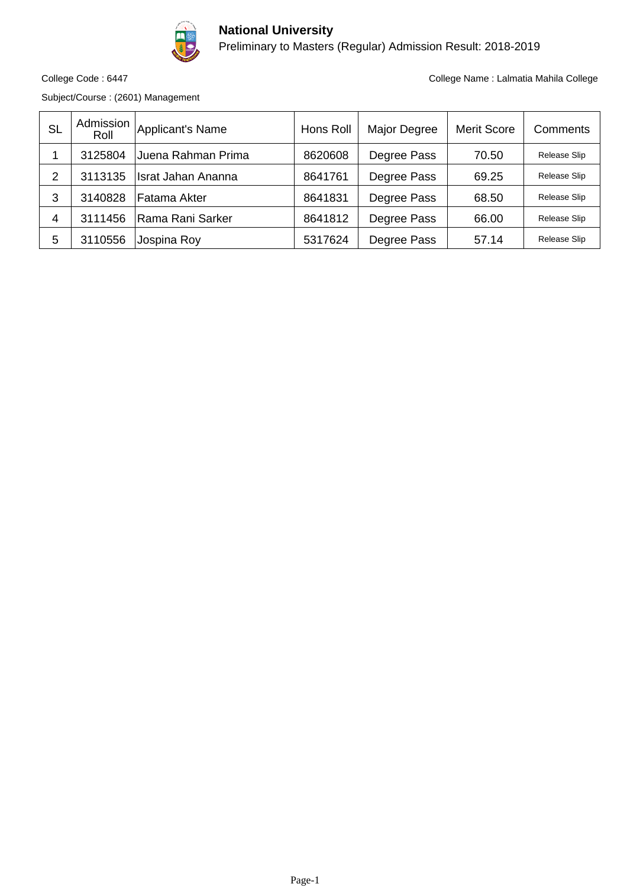**National University**

Preliminary to Masters (Regular) Admission Result: 2018-2019

College Code : 6447

College Name : Lalmatia Mahila College

Subject/Course : (2601) Management

| SL | Admission Roll | Applicant's Name | Hons Roll | Major Degree | Merit Score | Comments |
|---|---|---|---|---|---|---|
| 1 | 3125804 | Juena Rahman Prima | 8620608 | Degree Pass | 70.50 | Release Slip |
| 2 | 3113135 | Israt Jahan Ananna | 8641761 | Degree Pass | 69.25 | Release Slip |
| 3 | 3140828 | Fatama Akter | 8641831 | Degree Pass | 68.50 | Release Slip |
| 4 | 3111456 | Rama Rani Sarker | 8641812 | Degree Pass | 66.00 | Release Slip |
| 5 | 3110556 | Jospina Roy | 5317624 | Degree Pass | 57.14 | Release Slip |